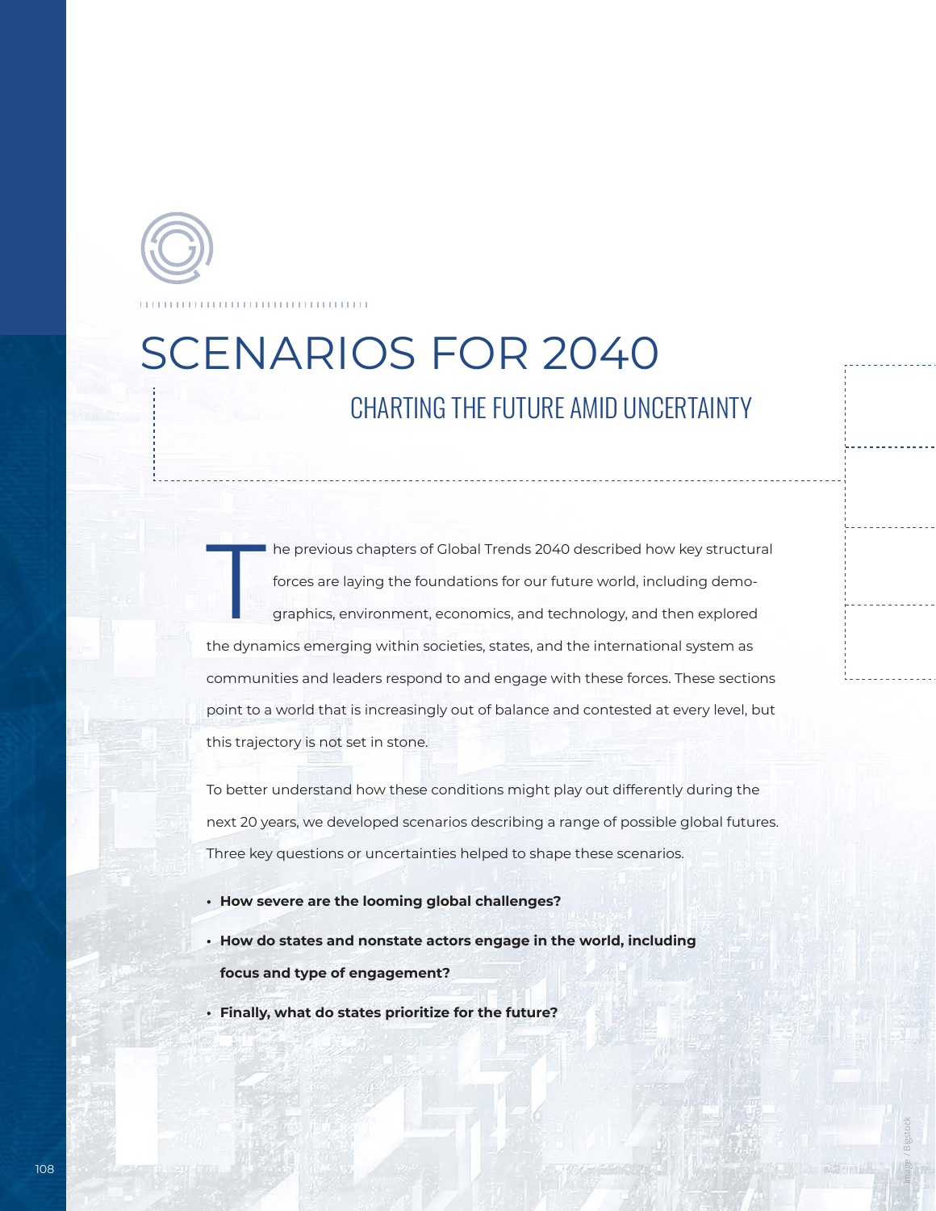# SCENARIOS FOR 2040

## CHARTING THE FUTURE AMID UNCERTAINTY

The previous chapters of Global Trends 2040 described how key structural forces are laying the foundations for our future world, including demographics, environment, economics, and technology, and then explored the dynamics emerging within societies, states, and the international system as communities and leaders respond to and engage with these forces. These sections point to a world that is increasingly out of balance and contested at every level, but this trajectory is not set in stone.

To better understand how these conditions might play out differently during the next 20 years, we developed scenarios describing a range of possible global futures. Three key questions or uncertainties helped to shape these scenarios.

- **How severe are the looming global challenges?**
- **How do states and nonstate actors engage in the world, including focus and type of engagement?**
- **Finally, what do states prioritize for the future?**

Image / Bigstock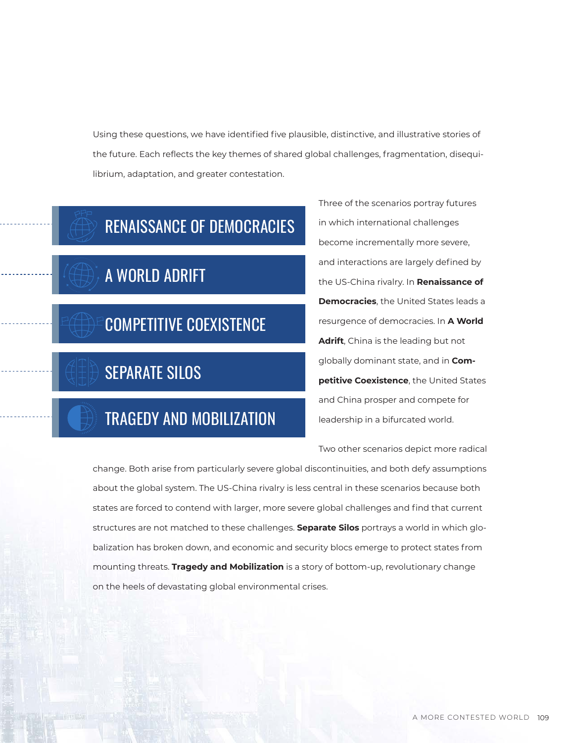Using these questions, we have identified five plausible, distinctive, and illustrative stories of the future. Each reflects the key themes of shared global challenges, fragmentation, disequilibrium, adaptation, and greater contestation.

- RENAISSANCE OF DEMOCRACIES
- A WORLD ADRIFT
- COMPETITIVE COEXISTENCE
- SEPARATE SILOS
- TRAGEDY AND MOBILIZATION

Three of the scenarios portray futures in which international challenges become incrementally more severe, and interactions are largely defined by the US-China rivalry. In **Renaissance of Democracies**, the United States leads a resurgence of democracies. In **A World Adrift**, China is the leading but not globally dominant state, and in **Competitive Coexistence**, the United States and China prosper and compete for leadership in a bifurcated world.

Two other scenarios depict more radical change. Both arise from particularly severe global discontinuities, and both defy assumptions about the global system. The US-China rivalry is less central in these scenarios because both states are forced to contend with larger, more severe global challenges and find that current structures are not matched to these challenges. **Separate Silos** portrays a world in which globalization has broken down, and economic and security blocs emerge to protect states from mounting threats. **Tragedy and Mobilization** is a story of bottom-up, revolutionary change on the heels of devastating global environmental crises.